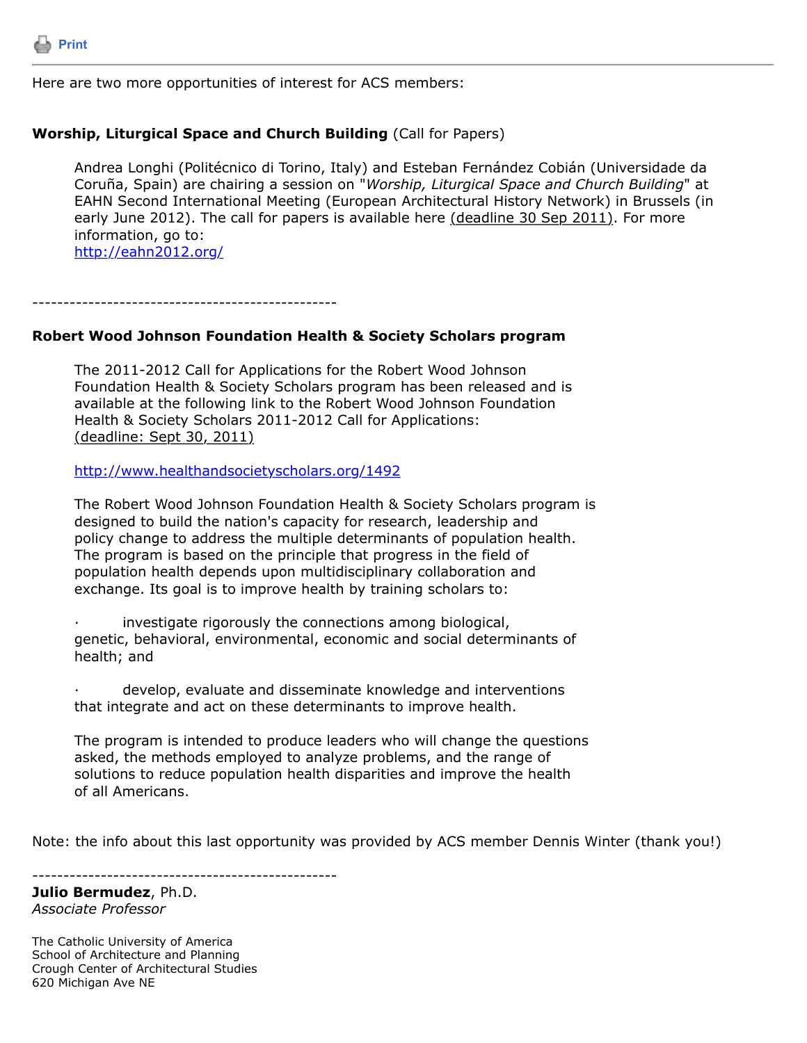Print

---

Here are two more opportunities of interest for ACS members:

**Worship, Liturgical Space and Church Building** (Call for Papers)

> Andrea Longhi (Politécnico di Torino, Italy) and Esteban Fernández Cobián (Universidade da Coruña, Spain) are chairing a session on "*Worship, Liturgical Space and Church Building*" at EAHN Second International Meeting (European Architectural History Network) in Brussels (in early June 2012). The call for papers is available here (deadline 30 Sep 2011). For more information, go to:
> http://eahn2012.org/

------------------------------------------------

**Robert Wood Johnson Foundation Health & Society Scholars program**

> The 2011-2012 Call for Applications for the Robert Wood Johnson Foundation Health & Society Scholars program has been released and is available at the following link to the Robert Wood Johnson Foundation Health & Society Scholars 2011-2012 Call for Applications: (deadline: Sept 30, 2011)
>
> http://www.healthandsocietyscholars.org/1492
>
> The Robert Wood Johnson Foundation Health & Society Scholars program is designed to build the nation's capacity for research, leadership and policy change to address the multiple determinants of population health. The program is based on the principle that progress in the field of population health depends upon multidisciplinary collaboration and exchange. Its goal is to improve health by training scholars to:
>
> - investigate rigorously the connections among biological, genetic, behavioral, environmental, economic and social determinants of health; and
> - develop, evaluate and disseminate knowledge and interventions that integrate and act on these determinants to improve health.
>
> The program is intended to produce leaders who will change the questions asked, the methods employed to analyze problems, and the range of solutions to reduce population health disparities and improve the health of all Americans.

Note: the info about this last opportunity was provided by ACS member Dennis Winter (thank you!)

------------------------------------------------

**Julio Bermudez**, Ph.D.
*Associate Professor*

The Catholic University of America
School of Architecture and Planning
Crough Center of Architectural Studies
620 Michigan Ave NE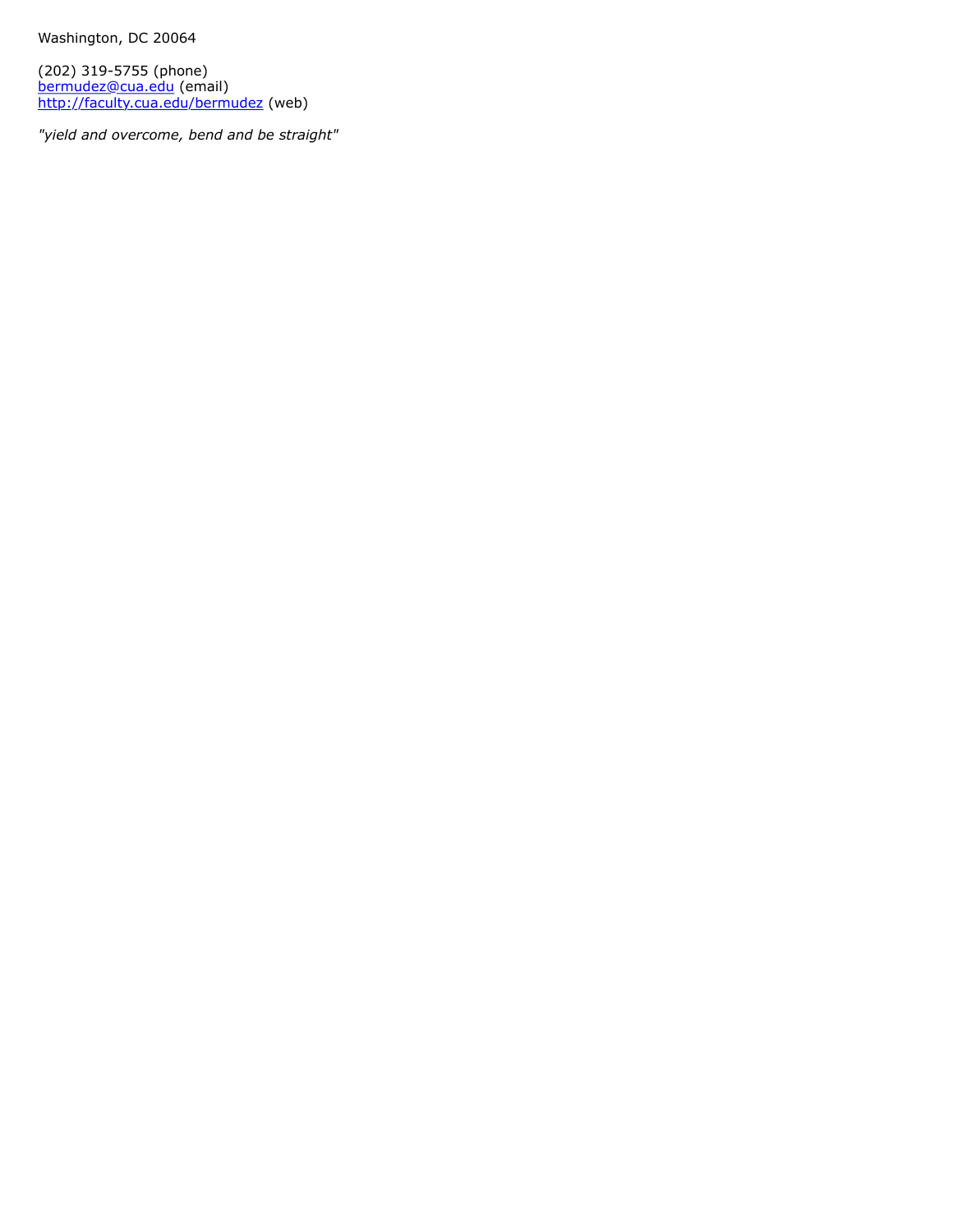Washington, DC 20064

(202) 319-5755 (phone)
bermudez@cua.edu (email)
http://faculty.cua.edu/bermudez (web)

*"yield and overcome, bend and be straight"*